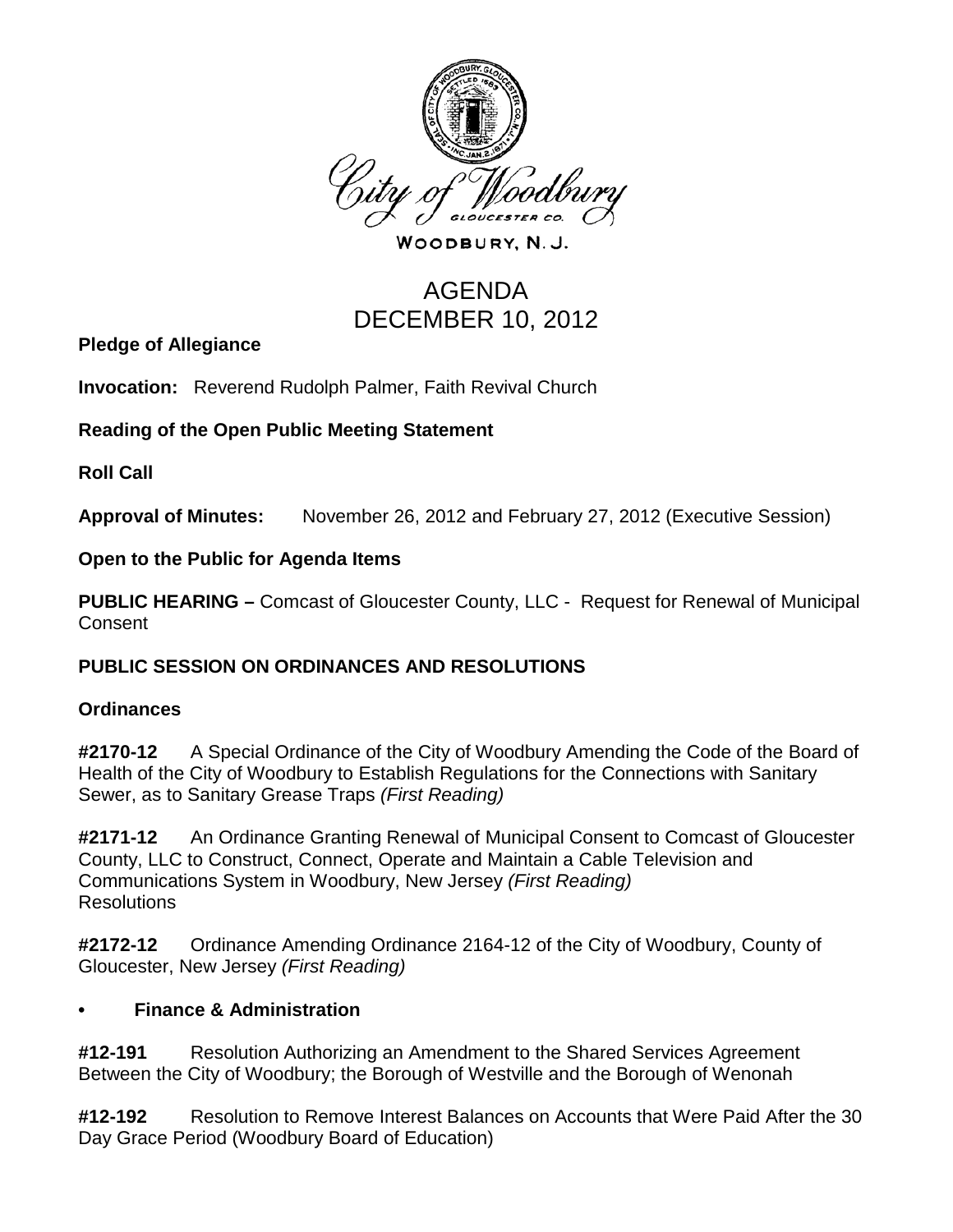City of Woodbury

GLOUCESTER CO.

WOODBURY, N. J.

# AGENDA
# DECEMBER 10, 2012

**Pledge of Allegiance**

**Invocation:** Reverend Rudolph Palmer, Faith Revival Church

**Reading of the Open Public Meeting Statement**

**Roll Call**

**Approval of Minutes:** November 26, 2012 and February 27, 2012 (Executive Session)

**Open to the Public for Agenda Items**

**PUBLIC HEARING –** Comcast of Gloucester County, LLC - Request for Renewal of Municipal Consent

## PUBLIC SESSION ON ORDINANCES AND RESOLUTIONS

### Ordinances

**#2170-12** A Special Ordinance of the City of Woodbury Amending the Code of the Board of Health of the City of Woodbury to Establish Regulations for the Connections with Sanitary Sewer, as to Sanitary Grease Traps *(First Reading)*

**#2171-12** An Ordinance Granting Renewal of Municipal Consent to Comcast of Gloucester County, LLC to Construct, Connect, Operate and Maintain a Cable Television and Communications System in Woodbury, New Jersey *(First Reading)*
Resolutions

**#2172-12** Ordinance Amending Ordinance 2164-12 of the City of Woodbury, County of Gloucester, New Jersey *(First Reading)*

- **Finance & Administration**

**#12-191** Resolution Authorizing an Amendment to the Shared Services Agreement Between the City of Woodbury; the Borough of Westville and the Borough of Wenonah

**#12-192** Resolution to Remove Interest Balances on Accounts that Were Paid After the 30 Day Grace Period (Woodbury Board of Education)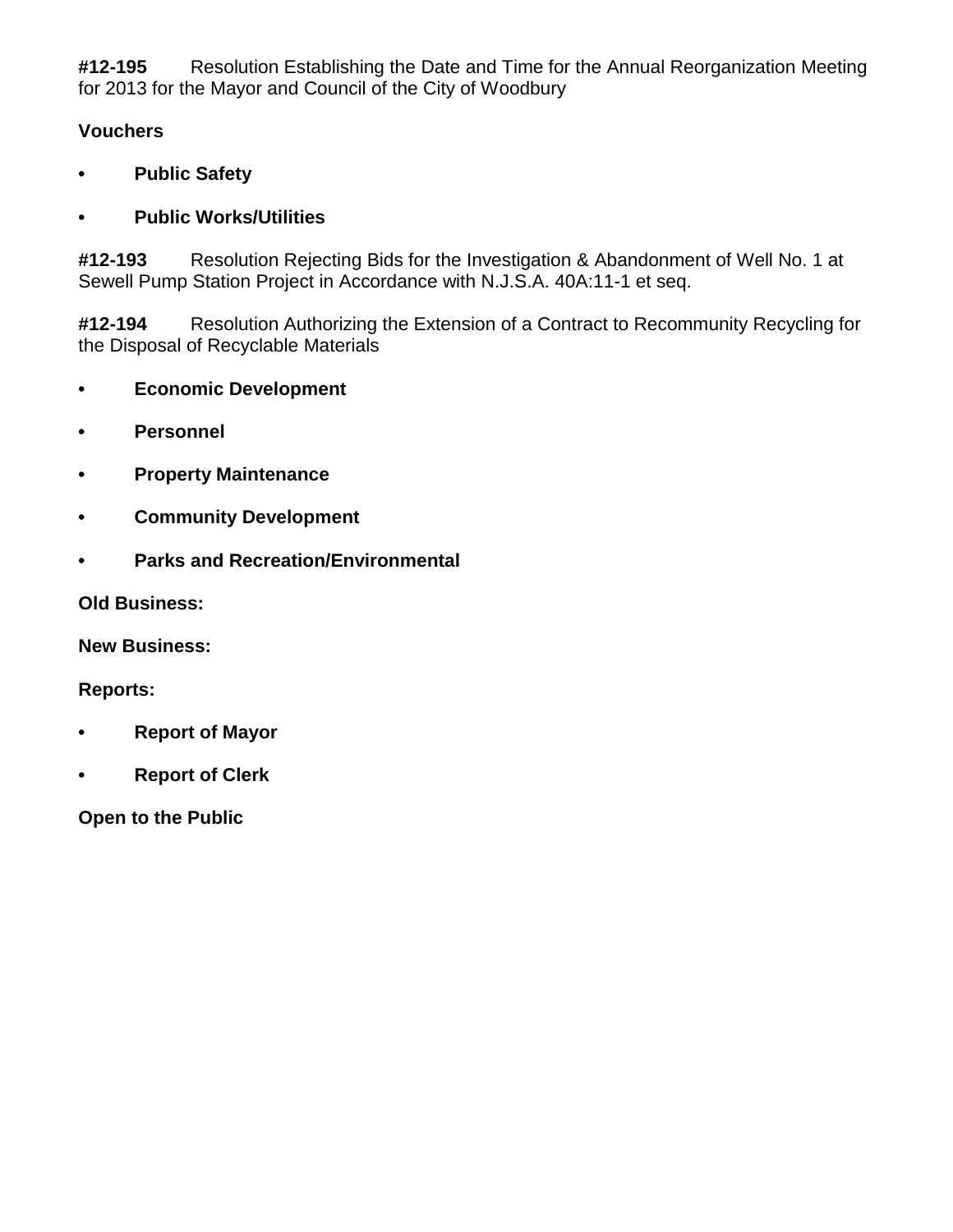**#12-195** Resolution Establishing the Date and Time for the Annual Reorganization Meeting for 2013 for the Mayor and Council of the City of Woodbury

**Vouchers**

- **Public Safety**
- **Public Works/Utilities**

**#12-193** Resolution Rejecting Bids for the Investigation & Abandonment of Well No. 1 at Sewell Pump Station Project in Accordance with N.J.S.A. 40A:11-1 et seq.

**#12-194** Resolution Authorizing the Extension of a Contract to Recommunity Recycling for the Disposal of Recyclable Materials

- **Economic Development**
- **Personnel**
- **Property Maintenance**
- **Community Development**
- **Parks and Recreation/Environmental**

**Old Business:**

**New Business:**

**Reports:**

- **Report of Mayor**
- **Report of Clerk**

**Open to the Public**